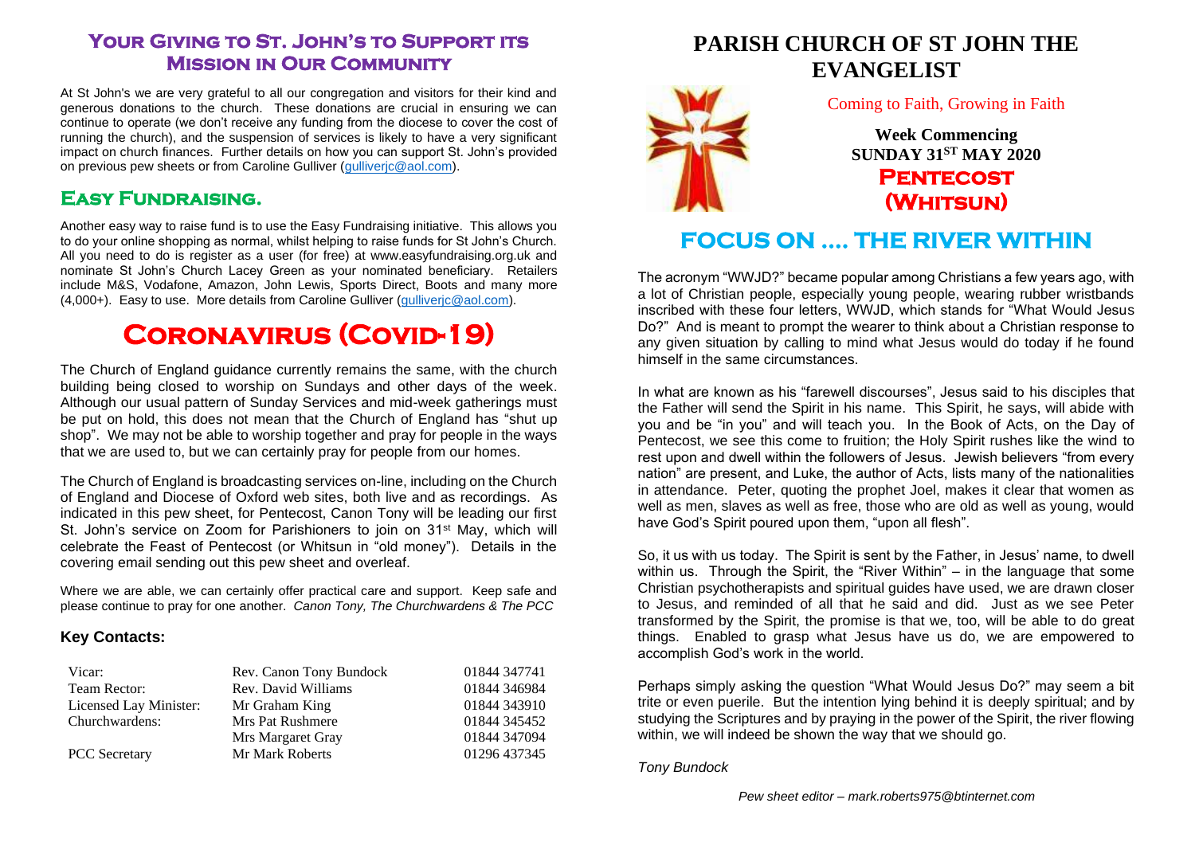## Your Giving to St. John's to Support its Mission in Our Community

At St John's we are very grateful to all our congregation and visitors for their kind and generous donations to the church. These donations are crucial in ensuring we can continue to operate (we don't receive any funding from the diocese to cover the cost of running the church), and the suspension of services is likely to have a very significant impact on church finances. Further details on how you can support St. John's provided on previous pew sheets or from Caroline Gulliver (gulliverjc@aol.com).

## Easy Fundraising.

Another easy way to raise fund is to use the Easy Fundraising initiative. This allows you to do your online shopping as normal, whilst helping to raise funds for St John's Church. All you need to do is register as a user (for free) at www.easyfundraising.org.uk and nominate St John's Church Lacey Green as your nominated beneficiary. Retailers include M&S, Vodafone, Amazon, John Lewis, Sports Direct, Boots and many more (4,000+). Easy to use. More details from Caroline Gulliver (gulliverjc@aol.com).

# Coronavirus (Covid-19)

The Church of England guidance currently remains the same, with the church building being closed to worship on Sundays and other days of the week. Although our usual pattern of Sunday Services and mid-week gatherings must be put on hold, this does not mean that the Church of England has "shut up shop". We may not be able to worship together and pray for people in the ways that we are used to, but we can certainly pray for people from our homes.

The Church of England is broadcasting services on-line, including on the Church of England and Diocese of Oxford web sites, both live and as recordings. As indicated in this pew sheet, for Pentecost, Canon Tony will be leading our first St. John's service on Zoom for Parishioners to join on 31st May, which will celebrate the Feast of Pentecost (or Whitsun in "old money"). Details in the covering email sending out this pew sheet and overleaf.

Where we are able, we can certainly offer practical care and support. Keep safe and please continue to pray for one another. *Canon Tony, The Churchwardens & The PCC*

### Key Contacts:

| | | |
|---|---|---|
| Vicar: | Rev. Canon Tony Bundock | 01844 347741 |
| Team Rector: | Rev. David Williams | 01844 346984 |
| Licensed Lay Minister: | Mr Graham King | 01844 343910 |
| Churchwardens: | Mrs Pat Rushmere | 01844 345452 |
| | Mrs Margaret Gray | 01844 347094 |
| PCC Secretary | Mr Mark Roberts | 01296 437345 |

# PARISH CHURCH OF ST JOHN THE EVANGELIST

Coming to Faith, Growing in Faith

**Week Commencing**
**SUNDAY 31ST MAY 2020**
**Pentecost (Whitsun)**

## FOCUS ON .... THE RIVER WITHIN

The acronym "WWJD?" became popular among Christians a few years ago, with a lot of Christian people, especially young people, wearing rubber wristbands inscribed with these four letters, WWJD, which stands for "What Would Jesus Do?" And is meant to prompt the wearer to think about a Christian response to any given situation by calling to mind what Jesus would do today if he found himself in the same circumstances.

In what are known as his "farewell discourses", Jesus said to his disciples that the Father will send the Spirit in his name. This Spirit, he says, will abide with you and be "in you" and will teach you. In the Book of Acts, on the Day of Pentecost, we see this come to fruition; the Holy Spirit rushes like the wind to rest upon and dwell within the followers of Jesus. Jewish believers "from every nation" are present, and Luke, the author of Acts, lists many of the nationalities in attendance. Peter, quoting the prophet Joel, makes it clear that women as well as men, slaves as well as free, those who are old as well as young, would have God's Spirit poured upon them, "upon all flesh".

So, it us with us today. The Spirit is sent by the Father, in Jesus' name, to dwell within us. Through the Spirit, the "River Within" – in the language that some Christian psychotherapists and spiritual guides have used, we are drawn closer to Jesus, and reminded of all that he said and did. Just as we see Peter transformed by the Spirit, the promise is that we, too, will be able to do great things. Enabled to grasp what Jesus have us do, we are empowered to accomplish God's work in the world.

Perhaps simply asking the question "What Would Jesus Do?" may seem a bit trite or even puerile. But the intention lying behind it is deeply spiritual; and by studying the Scriptures and by praying in the power of the Spirit, the river flowing within, we will indeed be shown the way that we should go.

*Tony Bundock*

*Pew sheet editor – mark.roberts975@btinternet.com*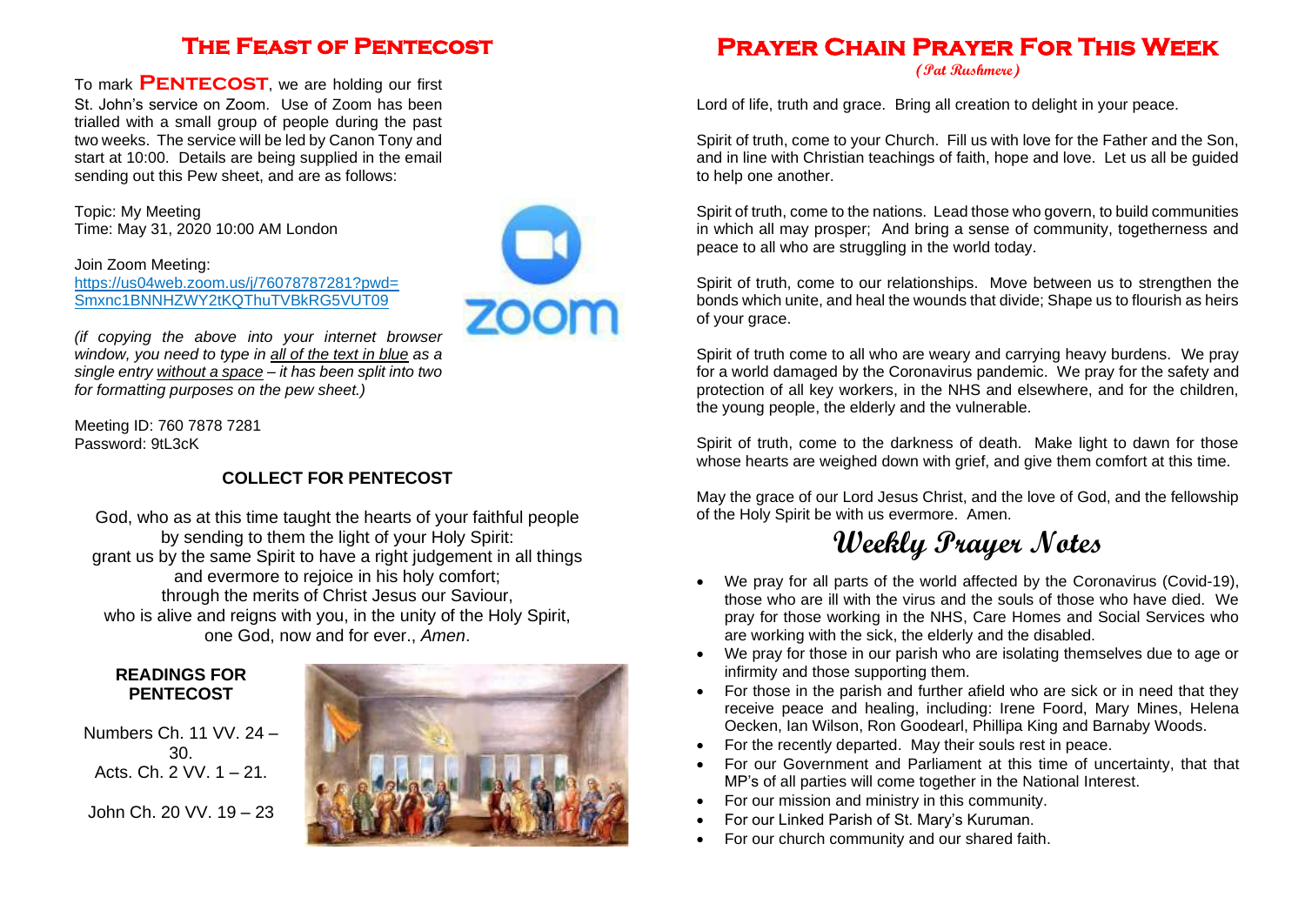# The Feast of Pentecost

To mark **PENTECOST**, we are holding our first St. John's service on Zoom. Use of Zoom has been trialled with a small group of people during the past two weeks. The service will be led by Canon Tony and start at 10:00. Details are being supplied in the email sending out this Pew sheet, and are as follows:

Topic: My Meeting
Time: May 31, 2020 10:00 AM London

Join Zoom Meeting:
https://us04web.zoom.us/j/76078787281?pwd=
Smxnc1BNNHZWY2tKQThuTVBkRG5VUT09

*(if copying the above into your internet browser window, you need to type in all of the text in blue as a single entry without a space – it has been split into two for formatting purposes on the pew sheet.)*

Meeting ID: 760 7878 7281
Password: 9tL3cK

**COLLECT FOR PENTECOST**

God, who as at this time taught the hearts of your faithful people
by sending to them the light of your Holy Spirit:
grant us by the same Spirit to have a right judgement in all things
and evermore to rejoice in his holy comfort;
through the merits of Christ Jesus our Saviour,
who is alive and reigns with you, in the unity of the Holy Spirit,
one God, now and for ever., *Amen*.

**READINGS FOR PENTECOST**

Numbers Ch. 11 VV. 24 – 30.
Acts. Ch. 2 VV. 1 – 21.

John Ch. 20 VV. 19 – 23

# Prayer Chain Prayer For This Week

**(Pat Rushmere)**

Lord of life, truth and grace. Bring all creation to delight in your peace.

Spirit of truth, come to your Church. Fill us with love for the Father and the Son, and in line with Christian teachings of faith, hope and love. Let us all be guided to help one another.

Spirit of truth, come to the nations. Lead those who govern, to build communities in which all may prosper; And bring a sense of community, togetherness and peace to all who are struggling in the world today.

Spirit of truth, come to our relationships. Move between us to strengthen the bonds which unite, and heal the wounds that divide; Shape us to flourish as heirs of your grace.

Spirit of truth come to all who are weary and carrying heavy burdens. We pray for a world damaged by the Coronavirus pandemic. We pray for the safety and protection of all key workers, in the NHS and elsewhere, and for the children, the young people, the elderly and the vulnerable.

Spirit of truth, come to the darkness of death. Make light to dawn for those whose hearts are weighed down with grief, and give them comfort at this time.

May the grace of our Lord Jesus Christ, and the love of God, and the fellowship of the Holy Spirit be with us evermore. Amen.

## Weekly Prayer Notes

- We pray for all parts of the world affected by the Coronavirus (Covid-19), those who are ill with the virus and the souls of those who have died. We pray for those working in the NHS, Care Homes and Social Services who are working with the sick, the elderly and the disabled.
- We pray for those in our parish who are isolating themselves due to age or infirmity and those supporting them.
- For those in the parish and further afield who are sick or in need that they receive peace and healing, including: Irene Foord, Mary Mines, Helena Oecken, Ian Wilson, Ron Goodearl, Phillipa King and Barnaby Woods.
- For the recently departed. May their souls rest in peace.
- For our Government and Parliament at this time of uncertainty, that that MP's of all parties will come together in the National Interest.
- For our mission and ministry in this community.
- For our Linked Parish of St. Mary's Kuruman.
- For our church community and our shared faith.